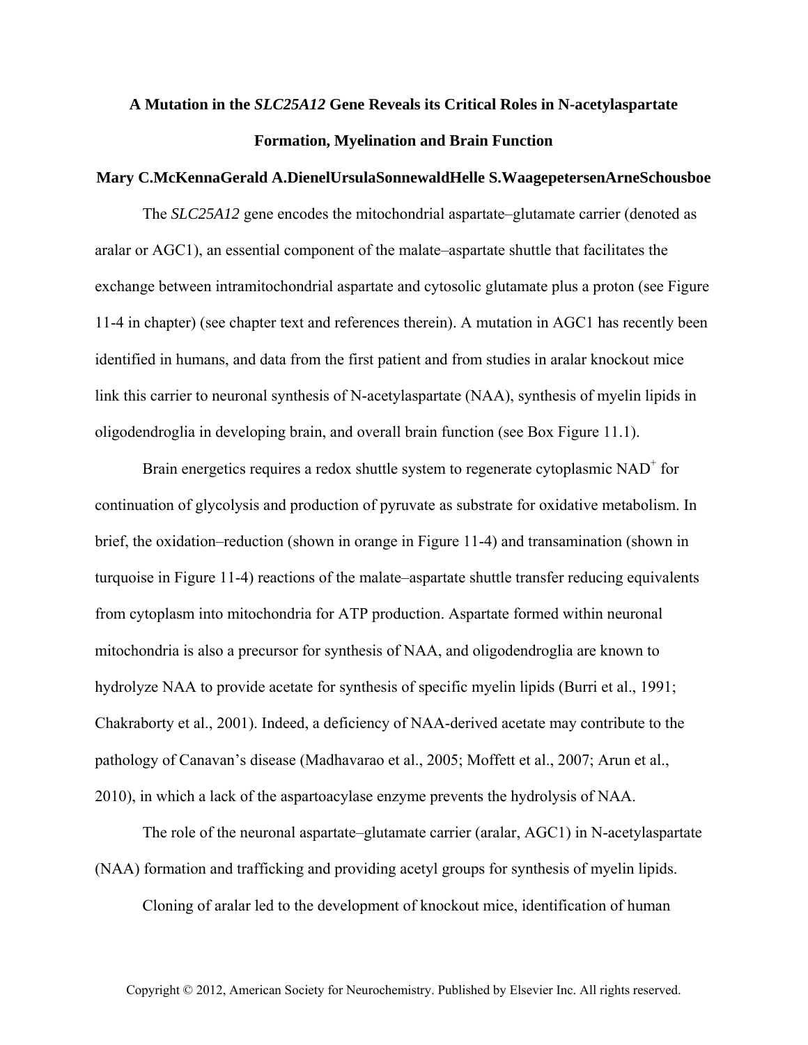# A Mutation in the *SLC25A12* Gene Reveals its Critical Roles in N-acetylaspartate Formation, Myelination and Brain Function

**Mary C.McKennaGerald A.DienelUrsulaSonnewaldHelle S.WaagepetersenArneSchousboe**

The *SLC25A12* gene encodes the mitochondrial aspartate–glutamate carrier (denoted as aralar or AGC1), an essential component of the malate–aspartate shuttle that facilitates the exchange between intramitochondrial aspartate and cytosolic glutamate plus a proton (see Figure 11-4 in chapter) (see chapter text and references therein). A mutation in AGC1 has recently been identified in humans, and data from the first patient and from studies in aralar knockout mice link this carrier to neuronal synthesis of N-acetylaspartate (NAA), synthesis of myelin lipids in oligodendroglia in developing brain, and overall brain function (see Box Figure 11.1).

Brain energetics requires a redox shuttle system to regenerate cytoplasmic $NAD^+$ for continuation of glycolysis and production of pyruvate as substrate for oxidative metabolism. In brief, the oxidation–reduction (shown in orange in Figure 11-4) and transamination (shown in turquoise in Figure 11-4) reactions of the malate–aspartate shuttle transfer reducing equivalents from cytoplasm into mitochondria for ATP production. Aspartate formed within neuronal mitochondria is also a precursor for synthesis of NAA, and oligodendroglia are known to hydrolyze NAA to provide acetate for synthesis of specific myelin lipids (Burri et al., 1991; Chakraborty et al., 2001). Indeed, a deficiency of NAA-derived acetate may contribute to the pathology of Canavan's disease (Madhavarao et al., 2005; Moffett et al., 2007; Arun et al., 2010), in which a lack of the aspartoacylase enzyme prevents the hydrolysis of NAA.

The role of the neuronal aspartate–glutamate carrier (aralar, AGC1) in N-acetylaspartate (NAA) formation and trafficking and providing acetyl groups for synthesis of myelin lipids.

Cloning of aralar led to the development of knockout mice, identification of human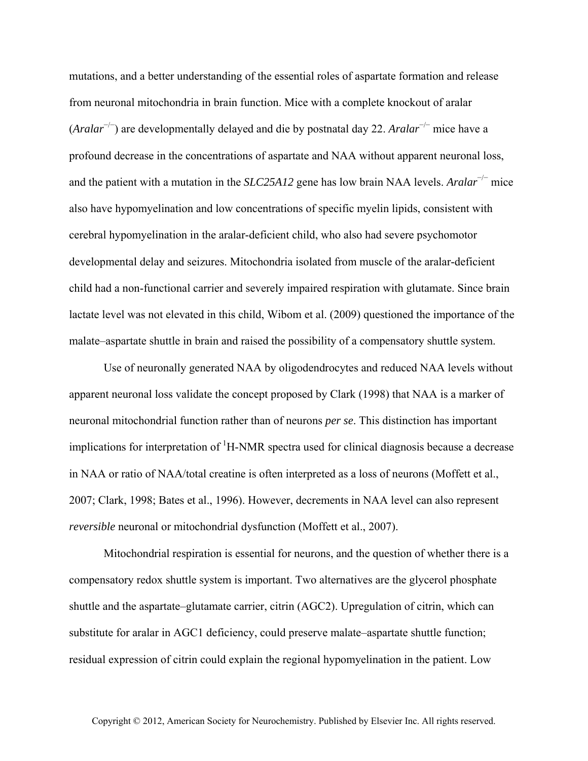mutations, and a better understanding of the essential roles of aspartate formation and release from neuronal mitochondria in brain function. Mice with a complete knockout of aralar (*Aralar*$^{-/-}$) are developmentally delayed and die by postnatal day 22. *Aralar*$^{-/-}$ mice have a profound decrease in the concentrations of aspartate and NAA without apparent neuronal loss, and the patient with a mutation in the *SLC25A12* gene has low brain NAA levels. *Aralar*$^{-/-}$ mice also have hypomyelination and low concentrations of specific myelin lipids, consistent with cerebral hypomyelination in the aralar-deficient child, who also had severe psychomotor developmental delay and seizures. Mitochondria isolated from muscle of the aralar-deficient child had a non-functional carrier and severely impaired respiration with glutamate. Since brain lactate level was not elevated in this child, Wibom et al. (2009) questioned the importance of the malate–aspartate shuttle in brain and raised the possibility of a compensatory shuttle system.

Use of neuronally generated NAA by oligodendrocytes and reduced NAA levels without apparent neuronal loss validate the concept proposed by Clark (1998) that NAA is a marker of neuronal mitochondrial function rather than of neurons *per se*. This distinction has important implications for interpretation of $^{1}$H-NMR spectra used for clinical diagnosis because a decrease in NAA or ratio of NAA/total creatine is often interpreted as a loss of neurons (Moffett et al., 2007; Clark, 1998; Bates et al., 1996). However, decrements in NAA level can also represent *reversible* neuronal or mitochondrial dysfunction (Moffett et al., 2007).

Mitochondrial respiration is essential for neurons, and the question of whether there is a compensatory redox shuttle system is important. Two alternatives are the glycerol phosphate shuttle and the aspartate–glutamate carrier, citrin (AGC2). Upregulation of citrin, which can substitute for aralar in AGC1 deficiency, could preserve malate–aspartate shuttle function; residual expression of citrin could explain the regional hypomyelination in the patient. Low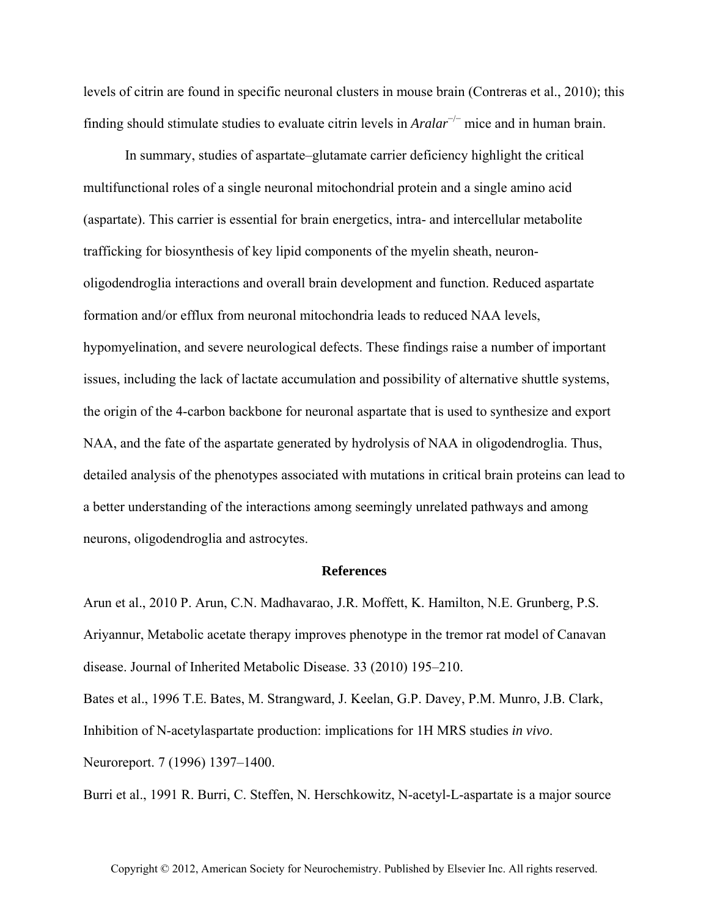levels of citrin are found in specific neuronal clusters in mouse brain (Contreras et al., 2010); this finding should stimulate studies to evaluate citrin levels in *Aralar*$^{-/-}$ mice and in human brain.

In summary, studies of aspartate–glutamate carrier deficiency highlight the critical multifunctional roles of a single neuronal mitochondrial protein and a single amino acid (aspartate). This carrier is essential for brain energetics, intra- and intercellular metabolite trafficking for biosynthesis of key lipid components of the myelin sheath, neuron-oligodendroglia interactions and overall brain development and function. Reduced aspartate formation and/or efflux from neuronal mitochondria leads to reduced NAA levels, hypomyelination, and severe neurological defects. These findings raise a number of important issues, including the lack of lactate accumulation and possibility of alternative shuttle systems, the origin of the 4-carbon backbone for neuronal aspartate that is used to synthesize and export NAA, and the fate of the aspartate generated by hydrolysis of NAA in oligodendroglia. Thus, detailed analysis of the phenotypes associated with mutations in critical brain proteins can lead to a better understanding of the interactions among seemingly unrelated pathways and among neurons, oligodendroglia and astrocytes.

## References

Arun et al., 2010 P. Arun, C.N. Madhavarao, J.R. Moffett, K. Hamilton, N.E. Grunberg, P.S. Ariyannur, Metabolic acetate therapy improves phenotype in the tremor rat model of Canavan disease. Journal of Inherited Metabolic Disease. 33 (2010) 195–210.

Bates et al., 1996 T.E. Bates, M. Strangward, J. Keelan, G.P. Davey, P.M. Munro, J.B. Clark, Inhibition of N-acetylaspartate production: implications for 1H MRS studies *in vivo*. Neuroreport. 7 (1996) 1397–1400.

Burri et al., 1991 R. Burri, C. Steffen, N. Herschkowitz, N-acetyl-L-aspartate is a major source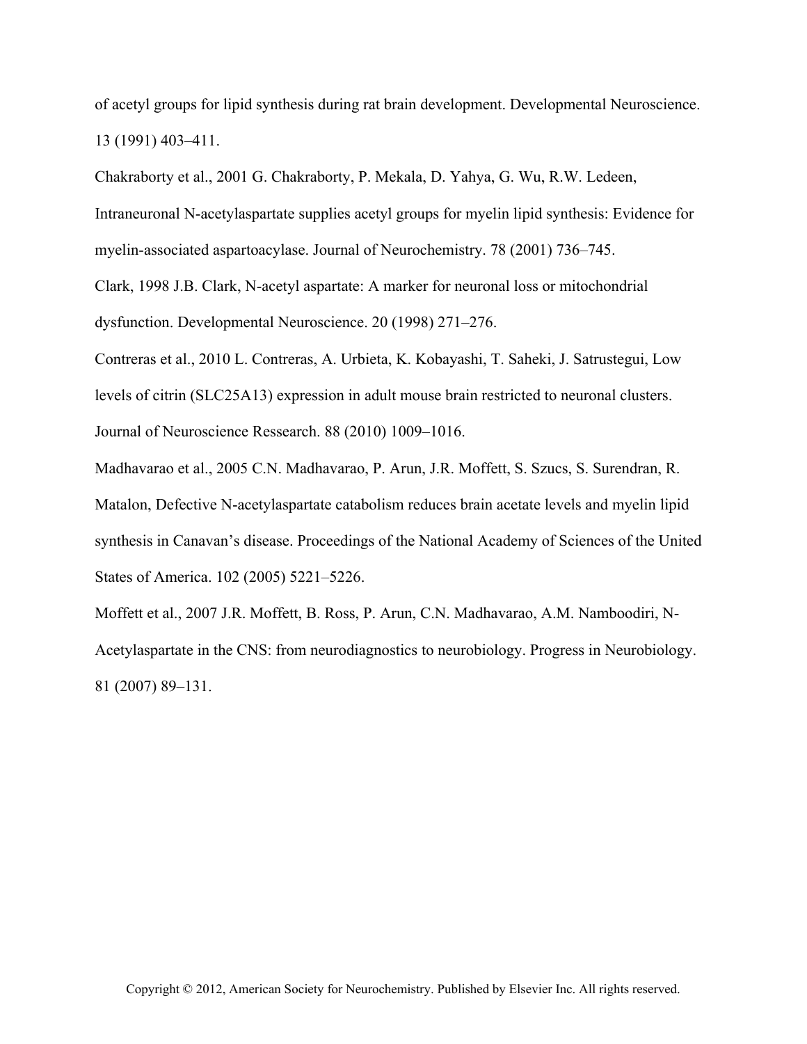of acetyl groups for lipid synthesis during rat brain development. Developmental Neuroscience. 13 (1991) 403–411.

Chakraborty et al., 2001 G. Chakraborty, P. Mekala, D. Yahya, G. Wu, R.W. Ledeen, Intraneuronal N-acetylaspartate supplies acetyl groups for myelin lipid synthesis: Evidence for myelin-associated aspartoacylase. Journal of Neurochemistry. 78 (2001) 736–745.

Clark, 1998 J.B. Clark, N-acetyl aspartate: A marker for neuronal loss or mitochondrial dysfunction. Developmental Neuroscience. 20 (1998) 271–276.

Contreras et al., 2010 L. Contreras, A. Urbieta, K. Kobayashi, T. Saheki, J. Satrustegui, Low levels of citrin (SLC25A13) expression in adult mouse brain restricted to neuronal clusters. Journal of Neuroscience Ressearch. 88 (2010) 1009–1016.

Madhavarao et al., 2005 C.N. Madhavarao, P. Arun, J.R. Moffett, S. Szucs, S. Surendran, R. Matalon, Defective N-acetylaspartate catabolism reduces brain acetate levels and myelin lipid synthesis in Canavan's disease. Proceedings of the National Academy of Sciences of the United States of America. 102 (2005) 5221–5226.

Moffett et al., 2007 J.R. Moffett, B. Ross, P. Arun, C.N. Madhavarao, A.M. Namboodiri, N-Acetylaspartate in the CNS: from neurodiagnostics to neurobiology. Progress in Neurobiology. 81 (2007) 89–131.